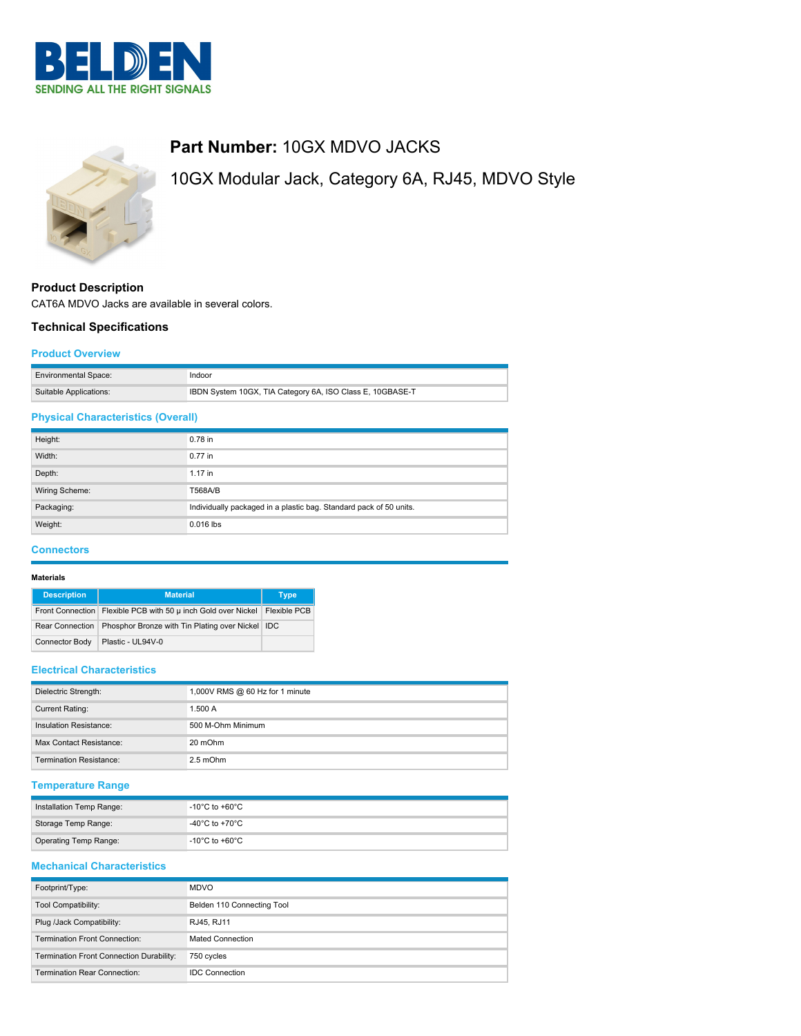# BELDEN

SENDING ALL THE RIGHT SIGNALS

## Part Number: 10GX MDVO JACKS

## 10GX Modular Jack, Category 6A, RJ45, MDVO Style

### Product Description

CAT6A MDVO Jacks are available in several colors.

### Technical Specifications

#### Product Overview

| | |
|---|---|
| Environmental Space: | Indoor |
| Suitable Applications: | IBDN System 10GX, TIA Category 6A, ISO Class E, 10GBASE-T |

#### Physical Characteristics (Overall)

| | |
|---|---|
| Height: | 0.78 in |
| Width: | 0.77 in |
| Depth: | 1.17 in |
| Wiring Scheme: | T568A/B |
| Packaging: | Individually packaged in a plastic bag. Standard pack of 50 units. |
| Weight: | 0.016 lbs |

#### Connectors

**Materials**

| Description | Material | Type |
|---|---|---|
| Front Connection | Flexible PCB with 50 μ inch Gold over Nickel | Flexible PCB |
| Rear Connection | Phosphor Bronze with Tin Plating over Nickel | IDC |
| Connector Body | Plastic - UL94V-0 | |

#### Electrical Characteristics

| | |
|---|---|
| Dielectric Strength: | 1,000V RMS @ 60 Hz for 1 minute |
| Current Rating: | 1.500 A |
| Insulation Resistance: | 500 M-Ohm Minimum |
| Max Contact Resistance: | 20 mOhm |
| Termination Resistance: | 2.5 mOhm |

#### Temperature Range

| | |
|---|---|
| Installation Temp Range: | -10°C to +60°C |
| Storage Temp Range: | -40°C to +70°C |
| Operating Temp Range: | -10°C to +60°C |

#### Mechanical Characteristics

| | |
|---|---|
| Footprint/Type: | MDVO |
| Tool Compatibility: | Belden 110 Connecting Tool |
| Plug /Jack Compatibility: | RJ45, RJ11 |
| Termination Front Connection: | Mated Connection |
| Termination Front Connection Durability: | 750 cycles |
| Termination Rear Connection: | IDC Connection |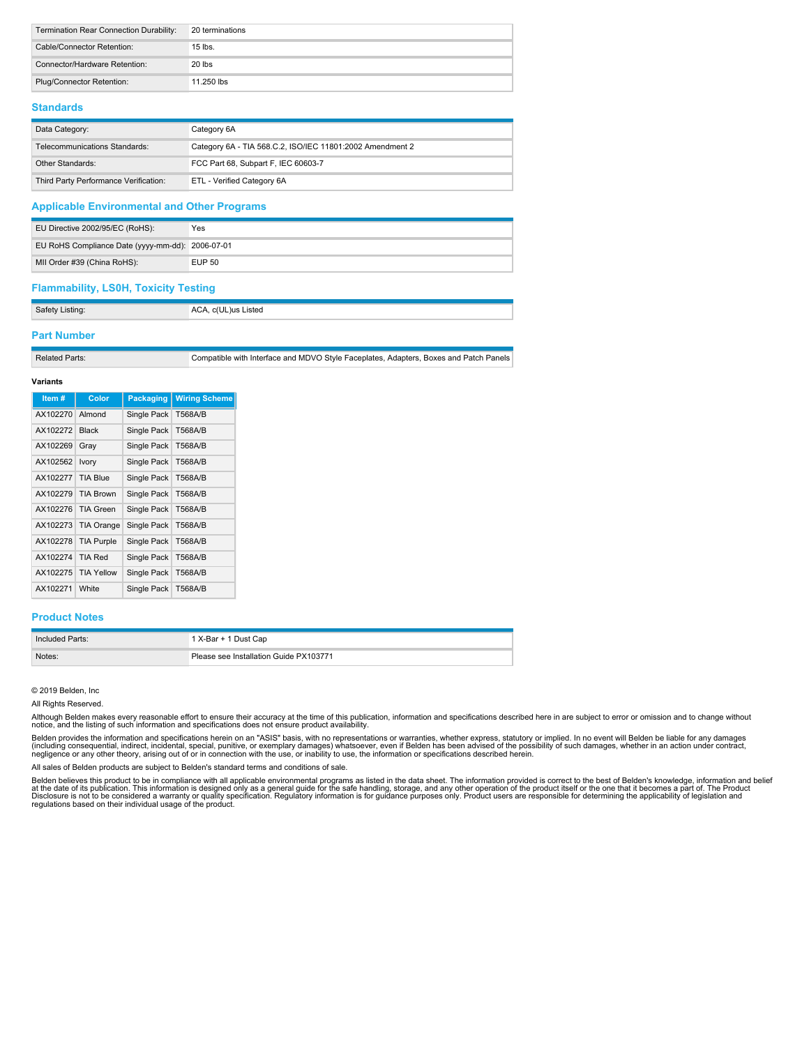| | |
|---|---|
| Termination Rear Connection Durability: | 20 terminations |
| Cable/Connector Retention: | 15 lbs. |
| Connector/Hardware Retention: | 20 lbs |
| Plug/Connector Retention: | 11.250 lbs |

## Standards

| | |
|---|---|
| Data Category: | Category 6A |
| Telecommunications Standards: | Category 6A - TIA 568.C.2, ISO/IEC 11801:2002 Amendment 2 |
| Other Standards: | FCC Part 68, Subpart F, IEC 60603-7 |
| Third Party Performance Verification: | ETL - Verified Category 6A |

## Applicable Environmental and Other Programs

| | |
|---|---|
| EU Directive 2002/95/EC (RoHS): | Yes |
| EU RoHS Compliance Date (yyyy-mm-dd): | 2006-07-01 |
| MII Order #39 (China RoHS): | EUP 50 |

## Flammability, LS0H, Toxicity Testing

| | |
|---|---|
| Safety Listing: | ACA, c(UL)us Listed |

## Part Number

| | |
|---|---|
| Related Parts: | Compatible with Interface and MDVO Style Faceplates, Adapters, Boxes and Patch Panels |

**Variants**

| Item # | Color | Packaging | Wiring Scheme |
|---|---|---|---|
| AX102270 | Almond | Single Pack | T568A/B |
| AX102272 | Black | Single Pack | T568A/B |
| AX102269 | Gray | Single Pack | T568A/B |
| AX102562 | Ivory | Single Pack | T568A/B |
| AX102277 | TIA Blue | Single Pack | T568A/B |
| AX102279 | TIA Brown | Single Pack | T568A/B |
| AX102276 | TIA Green | Single Pack | T568A/B |
| AX102273 | TIA Orange | Single Pack | T568A/B |
| AX102278 | TIA Purple | Single Pack | T568A/B |
| AX102274 | TIA Red | Single Pack | T568A/B |
| AX102275 | TIA Yellow | Single Pack | T568A/B |
| AX102271 | White | Single Pack | T568A/B |

## Product Notes

| | |
|---|---|
| Included Parts: | 1 X-Bar + 1 Dust Cap |
| Notes: | Please see Installation Guide PX103771 |

© 2019 Belden, Inc

All Rights Reserved.

Although Belden makes every reasonable effort to ensure their accuracy at the time of this publication, information and specifications described here in are subject to error or omission and to change without notice, and the listing of such information and specifications does not ensure product availability.

Belden provides the information and specifications herein on an "ASIS" basis, with no representations or warranties, whether express, statutory or implied. In no event will Belden be liable for any damages (including consequential, indirect, incidental, special, punitive, or exemplary damages) whatsoever, even if Belden has been advised of the possibility of such damages, whether in an action under contract, negligence or any other theory, arising out of or in connection with the use, or inability to use, the information or specifications described herein.

All sales of Belden products are subject to Belden's standard terms and conditions of sale.

Belden believes this product to be in compliance with all applicable environmental programs as listed in the data sheet. The information provided is correct to the best of Belden's knowledge, information and belief at the date of its publication. This information is designed only as a general guide for the safe handling, storage, and any other operation of the product itself or the one that it becomes a part of. The Product Disclosure is not to be considered a warranty or quality specification. Regulatory information is for guidance purposes only. Product users are responsible for determining the applicability of legislation and regulations based on their individual usage of the product.